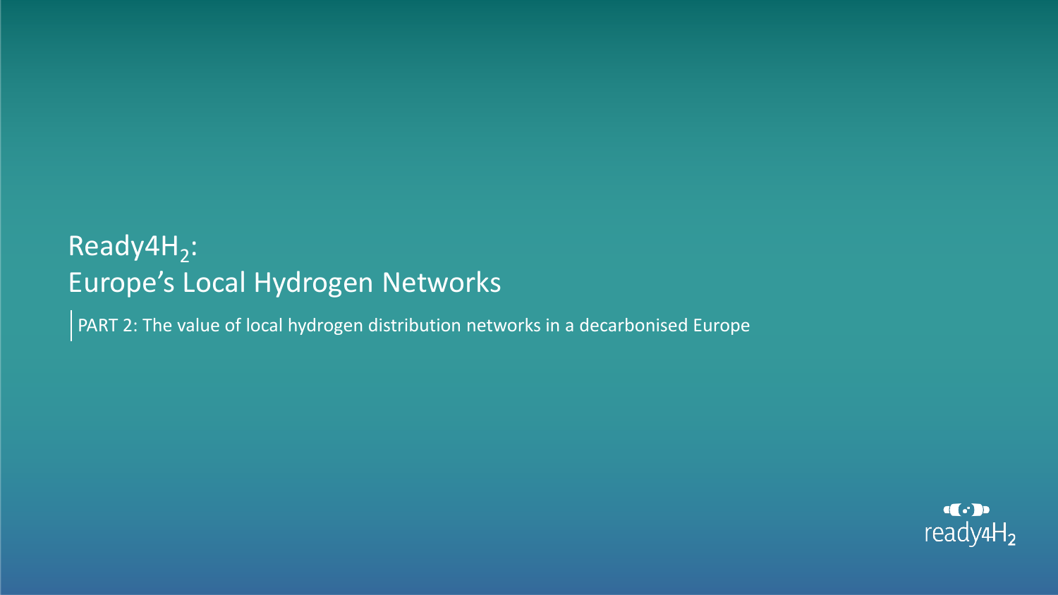# Ready4$H_2$: Europe's Local Hydrogen Networks

PART 2: The value of local hydrogen distribution networks in a decarbonised Europe

ready4$H_2$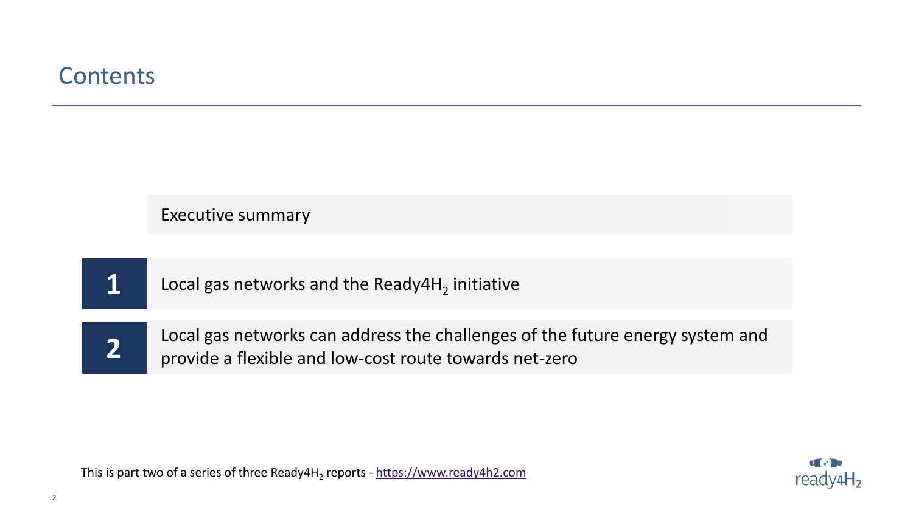# Contents

Executive summary

1. Local gas networks and the Ready4$H_2$ initiative

2. Local gas networks can address the challenges of the future energy system and provide a flexible and low-cost route towards net-zero

This is part two of a series of three Ready4$H_2$ reports - https://www.ready4h2.com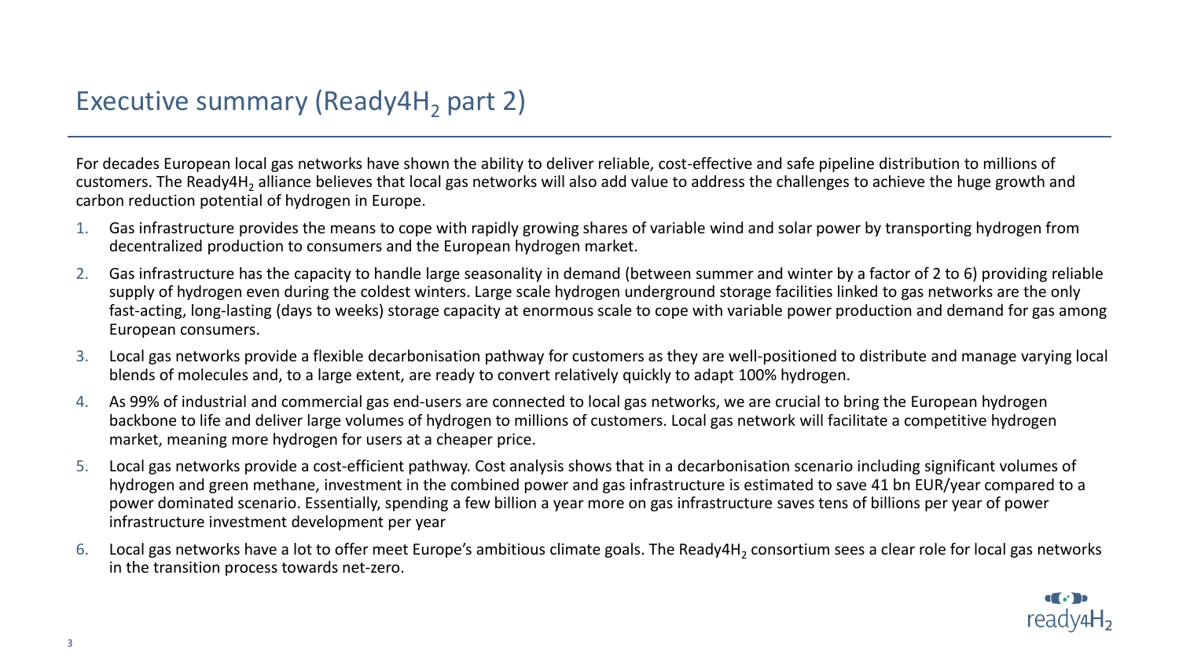# Executive summary (Ready4$H_2$ part 2)

For decades European local gas networks have shown the ability to deliver reliable, cost-effective and safe pipeline distribution to millions of customers. The Ready4$H_2$ alliance believes that local gas networks will also add value to address the challenges to achieve the huge growth and carbon reduction potential of hydrogen in Europe.

1. Gas infrastructure provides the means to cope with rapidly growing shares of variable wind and solar power by transporting hydrogen from decentralized production to consumers and the European hydrogen market.
2. Gas infrastructure has the capacity to handle large seasonality in demand (between summer and winter by a factor of 2 to 6) providing reliable supply of hydrogen even during the coldest winters. Large scale hydrogen underground storage facilities linked to gas networks are the only fast-acting, long-lasting (days to weeks) storage capacity at enormous scale to cope with variable power production and demand for gas among European consumers.
3. Local gas networks provide a flexible decarbonisation pathway for customers as they are well-positioned to distribute and manage varying local blends of molecules and, to a large extent, are ready to convert relatively quickly to adapt 100% hydrogen.
4. As 99% of industrial and commercial gas end-users are connected to local gas networks, we are crucial to bring the European hydrogen backbone to life and deliver large volumes of hydrogen to millions of customers. Local gas network will facilitate a competitive hydrogen market, meaning more hydrogen for users at a cheaper price.
5. Local gas networks provide a cost-efficient pathway. Cost analysis shows that in a decarbonisation scenario including significant volumes of hydrogen and green methane, investment in the combined power and gas infrastructure is estimated to save 41 bn EUR/year compared to a power dominated scenario. Essentially, spending a few billion a year more on gas infrastructure saves tens of billions per year of power infrastructure investment development per year
6. Local gas networks have a lot to offer meet Europe's ambitious climate goals. The Ready4$H_2$ consortium sees a clear role for local gas networks in the transition process towards net-zero.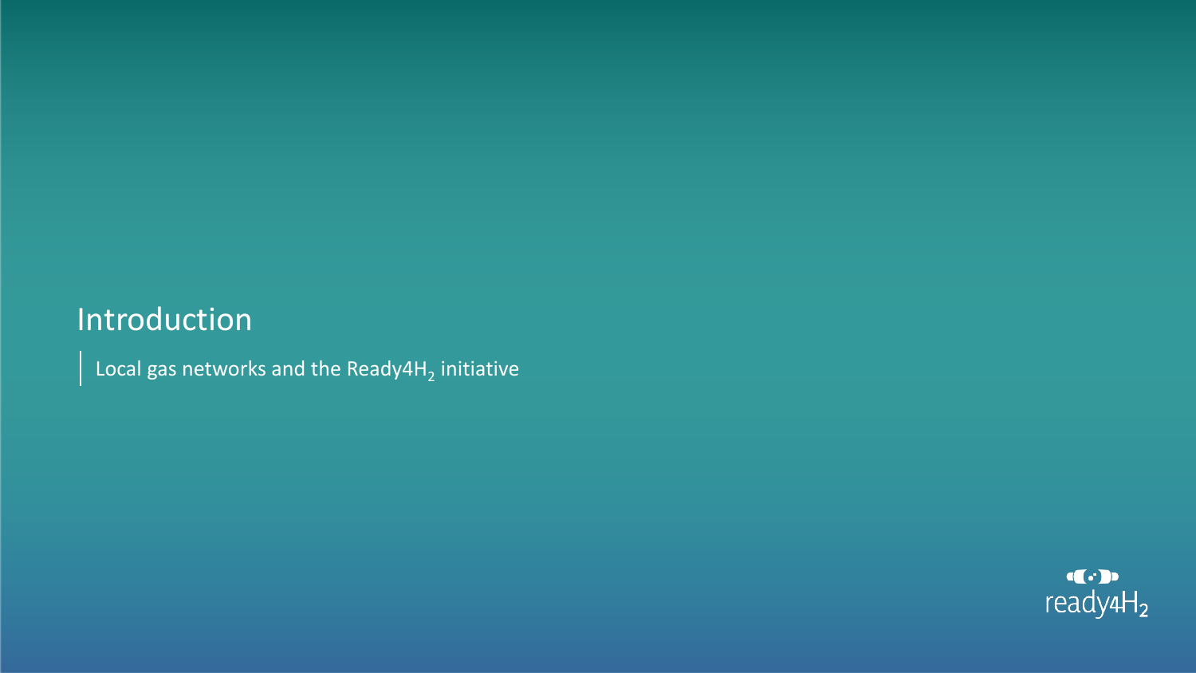# Introduction

Local gas networks and the Ready4$H_2$ initiative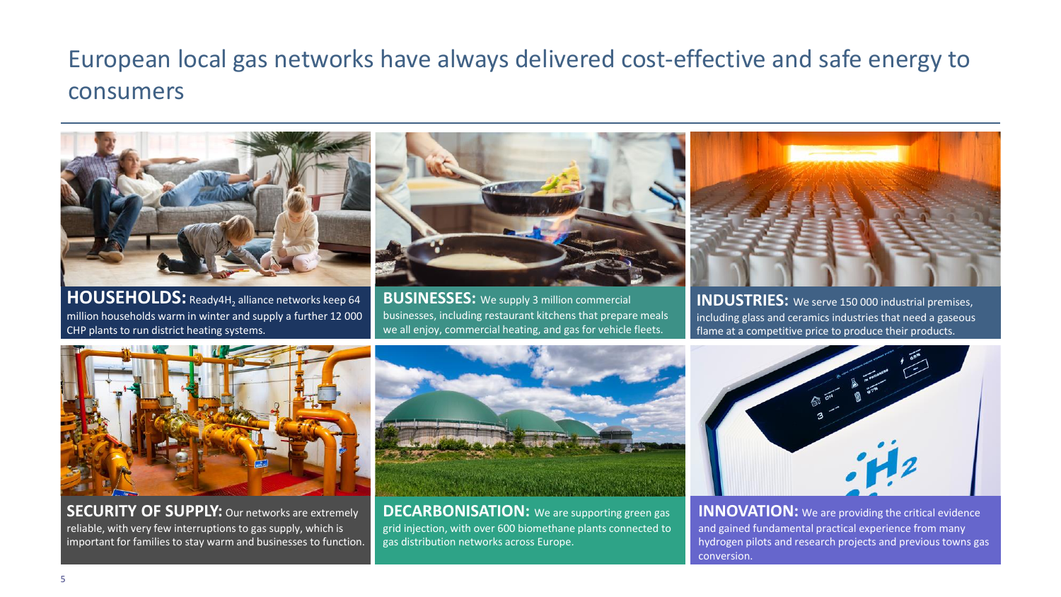# European local gas networks have always delivered cost-effective and safe energy to consumers

**HOUSEHOLDS:** Ready4H$_2$ alliance networks keep 64 million households warm in winter and supply a further 12 000 CHP plants to run district heating systems.

**BUSINESSES:** We supply 3 million commercial businesses, including restaurant kitchens that prepare meals we all enjoy, commercial heating, and gas for vehicle fleets.

**INDUSTRIES:** We serve 150 000 industrial premises, including glass and ceramics industries that need a gaseous flame at a competitive price to produce their products.

**SECURITY OF SUPPLY:** Our networks are extremely reliable, with very few interruptions to gas supply, which is important for families to stay warm and businesses to function.

**DECARBONISATION:** We are supporting green gas grid injection, with over 600 biomethane plants connected to gas distribution networks across Europe.

**INNOVATION:** We are providing the critical evidence and gained fundamental practical experience from many hydrogen pilots and research projects and previous towns gas conversion.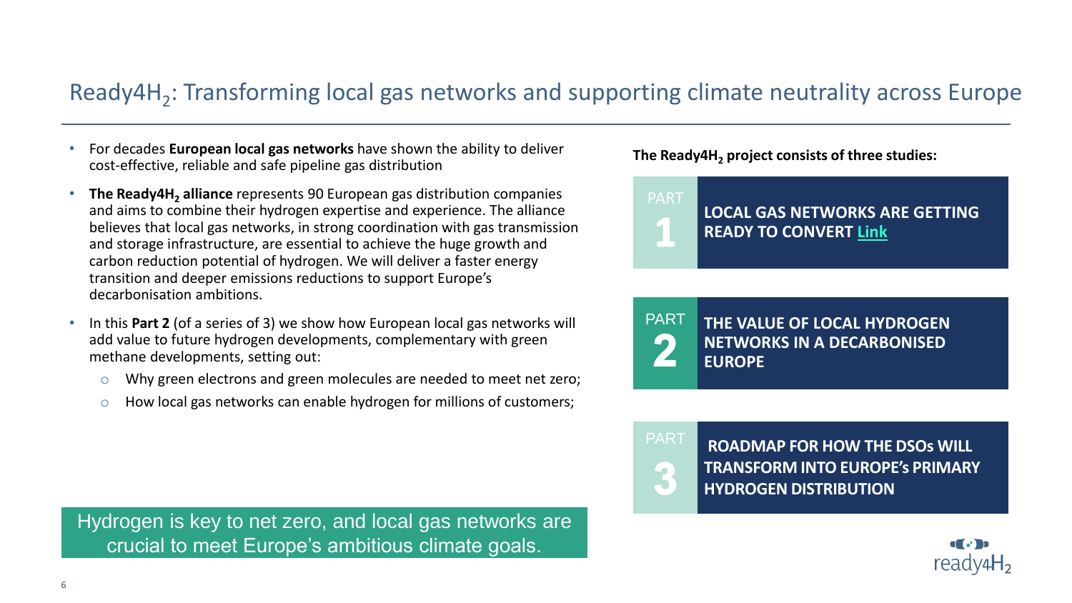# Ready4$H_2$: Transforming local gas networks and supporting climate neutrality across Europe

- For decades **European local gas networks** have shown the ability to deliver cost-effective, reliable and safe pipeline gas distribution
- **The Ready4$H_2$ alliance** represents 90 European gas distribution companies and aims to combine their hydrogen expertise and experience. The alliance believes that local gas networks, in strong coordination with gas transmission and storage infrastructure, are essential to achieve the huge growth and carbon reduction potential of hydrogen. We will deliver a faster energy transition and deeper emissions reductions to support Europe's decarbonisation ambitions.
- In this **Part 2** (of a series of 3) we show how European local gas networks will add value to future hydrogen developments, complementary with green methane developments, setting out:
  - Why green electrons and green molecules are needed to meet net zero;
  - How local gas networks can enable hydrogen for millions of customers;

Hydrogen is key to net zero, and local gas networks are crucial to meet Europe's ambitious climate goals.

**The Ready4$H_2$ project consists of three studies:**

- **PART 1** — **LOCAL GAS NETWORKS ARE GETTING READY TO CONVERT Link**
- **PART 2** — **THE VALUE OF LOCAL HYDROGEN NETWORKS IN A DECARBONISED EUROPE**
- **PART 3** — **ROADMAP FOR HOW THE DSOs WILL TRANSFORM INTO EUROPE's PRIMARY HYDROGEN DISTRIBUTION**

ready4$H_2$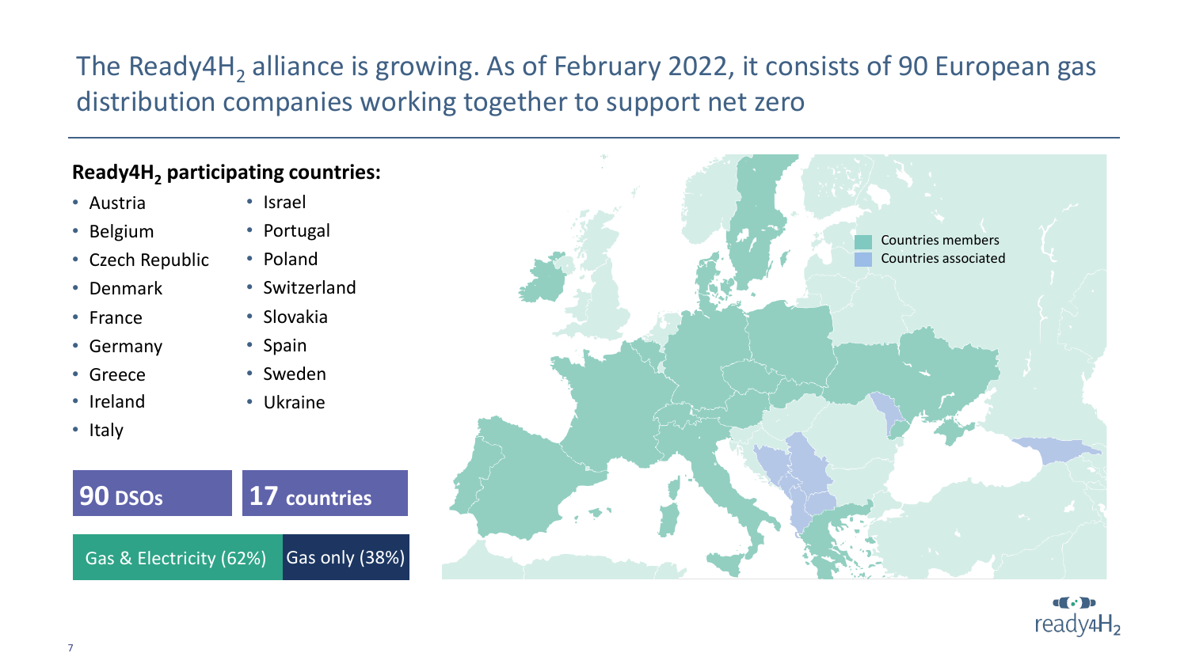# The Ready4$H_2$ alliance is growing. As of February 2022, it consists of 90 European gas distribution companies working together to support net zero

**Ready4$H_2$ participating countries:**

- Austria
- Belgium
- Czech Republic
- Denmark
- France
- Germany
- Greece
- Ireland
- Italy
- Israel
- Portugal
- Poland
- Switzerland
- Slovakia
- Spain
- Sweden
- Ukraine

**90 DSOs** | **17 countries**

Gas & Electricity (62%) | Gas only (38%)

Countries members
Countries associated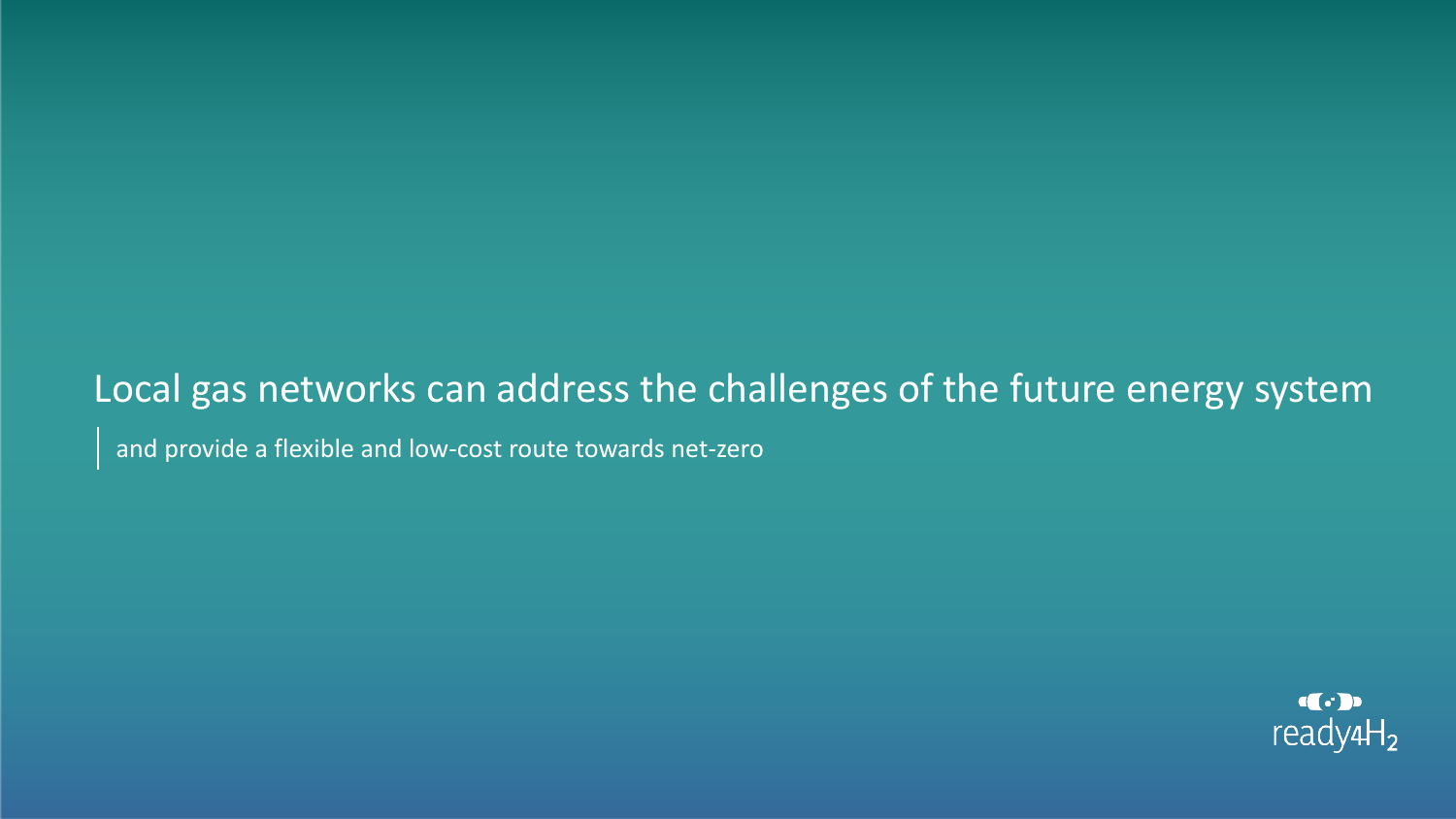# Local gas networks can address the challenges of the future energy system

and provide a flexible and low-cost route towards net-zero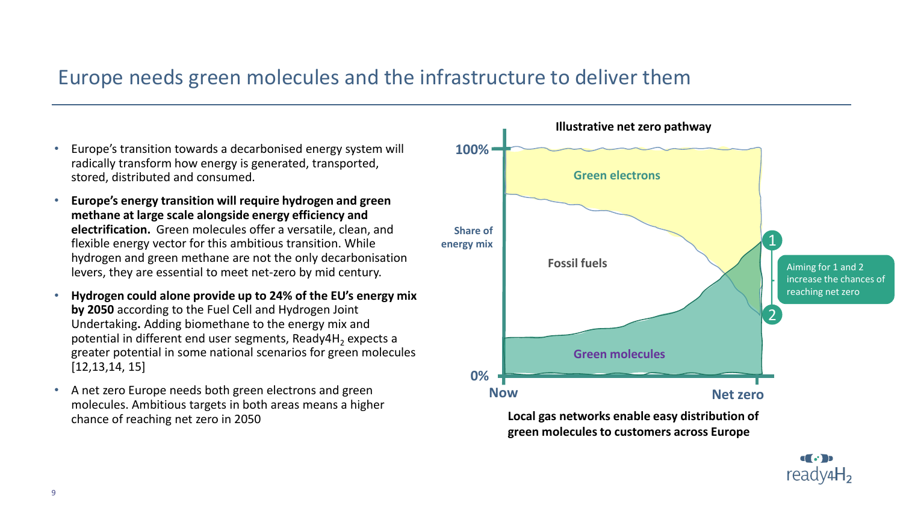# Europe needs green molecules and the infrastructure to deliver them

- Europe's transition towards a decarbonised energy system will radically transform how energy is generated, transported, stored, distributed and consumed.
- **Europe's energy transition will require hydrogen and green methane at large scale alongside energy efficiency and electrification.** Green molecules offer a versatile, clean, and flexible energy vector for this ambitious transition. While hydrogen and green methane are not the only decarbonisation levers, they are essential to meet net-zero by mid century.
- **Hydrogen could alone provide up to 24% of the EU's energy mix by 2050** according to the Fuel Cell and Hydrogen Joint Undertaking**.** Adding biomethane to the energy mix and potential in different end user segments, Ready4$H_2$ expects a greater potential in some national scenarios for green molecules [12,13,14, 15]
- A net zero Europe needs both green electrons and green molecules. Ambitious targets in both areas means a higher chance of reaching net zero in 2050

**Illustrative net zero pathway**

Share of energy mix (100% – 0%), Now → Net zero: Green electrons, Fossil fuels, Green molecules

Aiming for 1 and 2 increase the chances of reaching net zero

**Local gas networks enable easy distribution of green molecules to customers across Europe**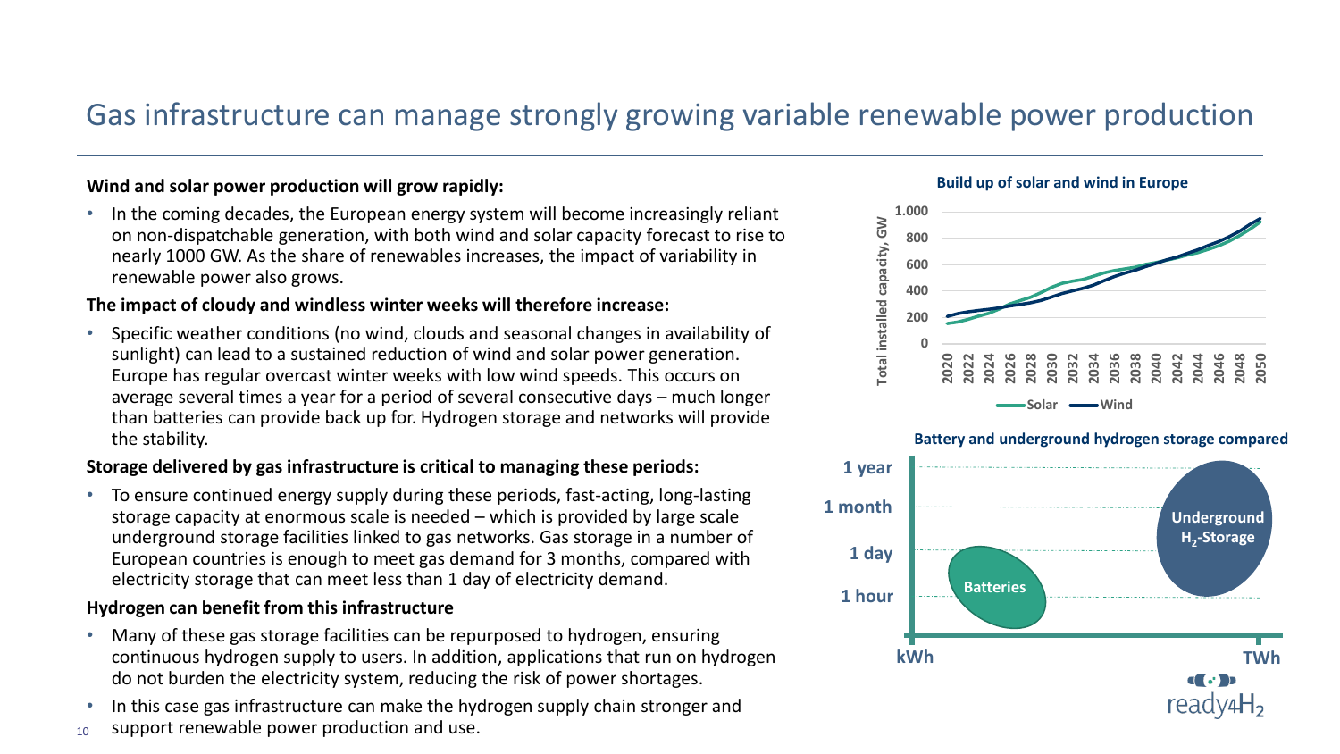# Gas infrastructure can manage strongly growing variable renewable power production

**Wind and solar power production will grow rapidly:**

- In the coming decades, the European energy system will become increasingly reliant on non-dispatchable generation, with both wind and solar capacity forecast to rise to nearly 1000 GW. As the share of renewables increases, the impact of variability in renewable power also grows.

**The impact of cloudy and windless winter weeks will therefore increase:**

- Specific weather conditions (no wind, clouds and seasonal changes in availability of sunlight) can lead to a sustained reduction of wind and solar power generation. Europe has regular overcast winter weeks with low wind speeds. This occurs on average several times a year for a period of several consecutive days – much longer than batteries can provide back up for. Hydrogen storage and networks will provide the stability.

**Storage delivered by gas infrastructure is critical to managing these periods:**

- To ensure continued energy supply during these periods, fast-acting, long-lasting storage capacity at enormous scale is needed – which is provided by large scale underground storage facilities linked to gas networks. Gas storage in a number of European countries is enough to meet gas demand for 3 months, compared with electricity storage that can meet less than 1 day of electricity demand.

**Hydrogen can benefit from this infrastructure**

- Many of these gas storage facilities can be repurposed to hydrogen, ensuring continuous hydrogen supply to users. In addition, applications that run on hydrogen do not burden the electricity system, reducing the risk of power shortages.
- In this case gas infrastructure can make the hydrogen supply chain stronger and support renewable power production and use.

**Build up of solar and wind in Europe**

Total installed capacity, GW (0 – 1.000), 2020–2050; series: Solar, Wind

**Battery and underground hydrogen storage compared**

Duration axis: 1 hour, 1 day, 1 month, 1 year; capacity axis: kWh to TWh. Batteries; Underground $H_2$-Storage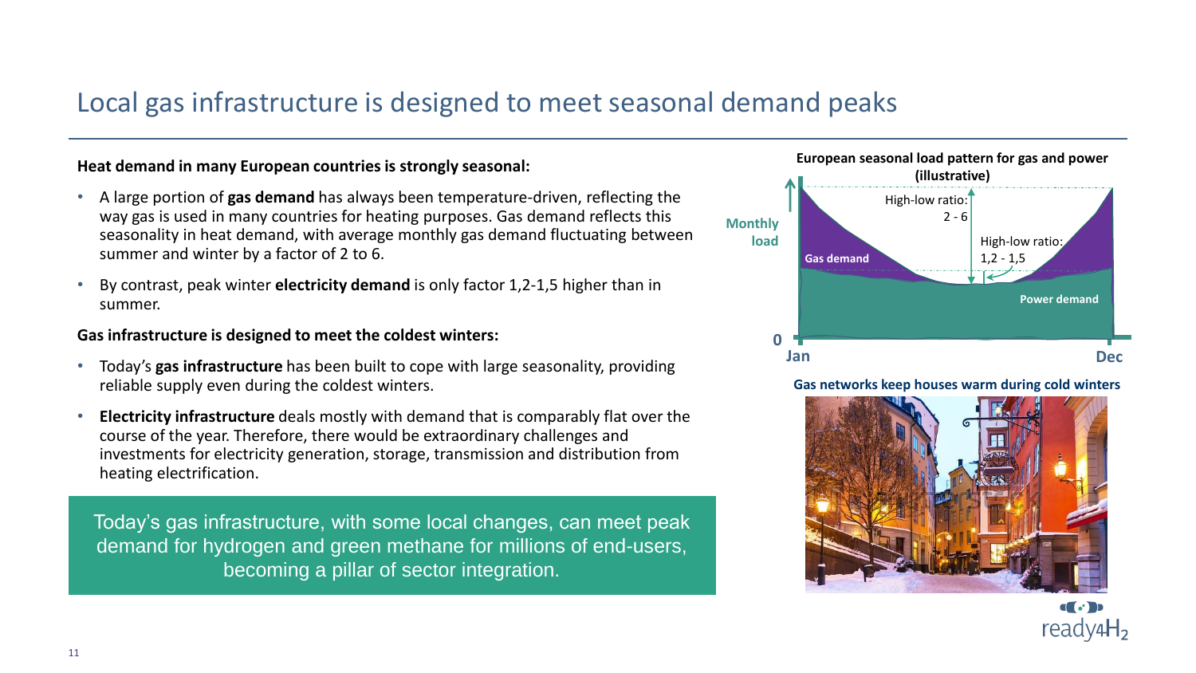# Local gas infrastructure is designed to meet seasonal demand peaks

**Heat demand in many European countries is strongly seasonal:**

- A large portion of **gas demand** has always been temperature-driven, reflecting the way gas is used in many countries for heating purposes. Gas demand reflects this seasonality in heat demand, with average monthly gas demand fluctuating between summer and winter by a factor of 2 to 6.
- By contrast, peak winter **electricity demand** is only factor 1,2-1,5 higher than in summer.

**Gas infrastructure is designed to meet the coldest winters:**

- Today's **gas infrastructure** has been built to cope with large seasonality, providing reliable supply even during the coldest winters.
- **Electricity infrastructure** deals mostly with demand that is comparably flat over the course of the year. Therefore, there would be extraordinary challenges and investments for electricity generation, storage, transmission and distribution from heating electrification.

Today's gas infrastructure, with some local changes, can meet peak demand for hydrogen and green methane for millions of end-users, becoming a pillar of sector integration.

**European seasonal load pattern for gas and power (illustrative)**

Monthly load; 0; Jan; Dec; Gas demand; Power demand; High-low ratio: 2 - 6; High-low ratio: 1,2 - 1,5

**Gas networks keep houses warm during cold winters**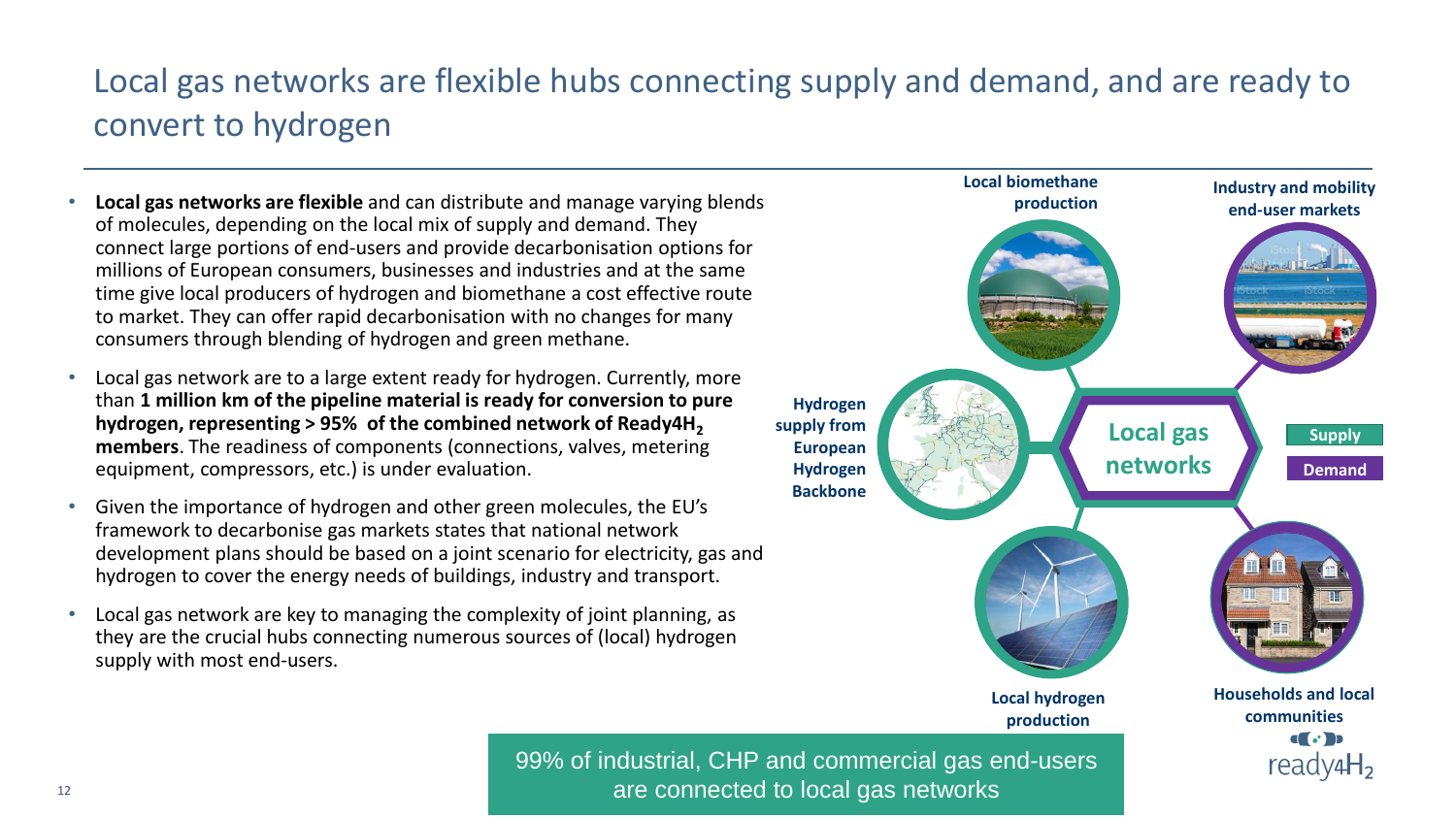# Local gas networks are flexible hubs connecting supply and demand, and are ready to convert to hydrogen

- **Local gas networks are flexible** and can distribute and manage varying blends of molecules, depending on the local mix of supply and demand. They connect large portions of end-users and provide decarbonisation options for millions of European consumers, businesses and industries and at the same time give local producers of hydrogen and biomethane a cost effective route to market. They can offer rapid decarbonisation with no changes for many consumers through blending of hydrogen and green methane.
- Local gas network are to a large extent ready for hydrogen. Currently, more than **1 million km of the pipeline material is ready for conversion to pure hydrogen, representing > 95% of the combined network of Ready4H$_2$ members**. The readiness of components (connections, valves, metering equipment, compressors, etc.) is under evaluation.
- Given the importance of hydrogen and other green molecules, the EU's framework to decarbonise gas markets states that national network development plans should be based on a joint scenario for electricity, gas and hydrogen to cover the energy needs of buildings, industry and transport.
- Local gas network are key to managing the complexity of joint planning, as they are the crucial hubs connecting numerous sources of (local) hydrogen supply with most end-users.

**Local biomethane production**

**Industry and mobility end-user markets**

**Hydrogen supply from European Hydrogen Backbone**

**Local gas networks**

**Supply**

**Demand**

**Local hydrogen production**

**Households and local communities**

99% of industrial, CHP and commercial gas end-users are connected to local gas networks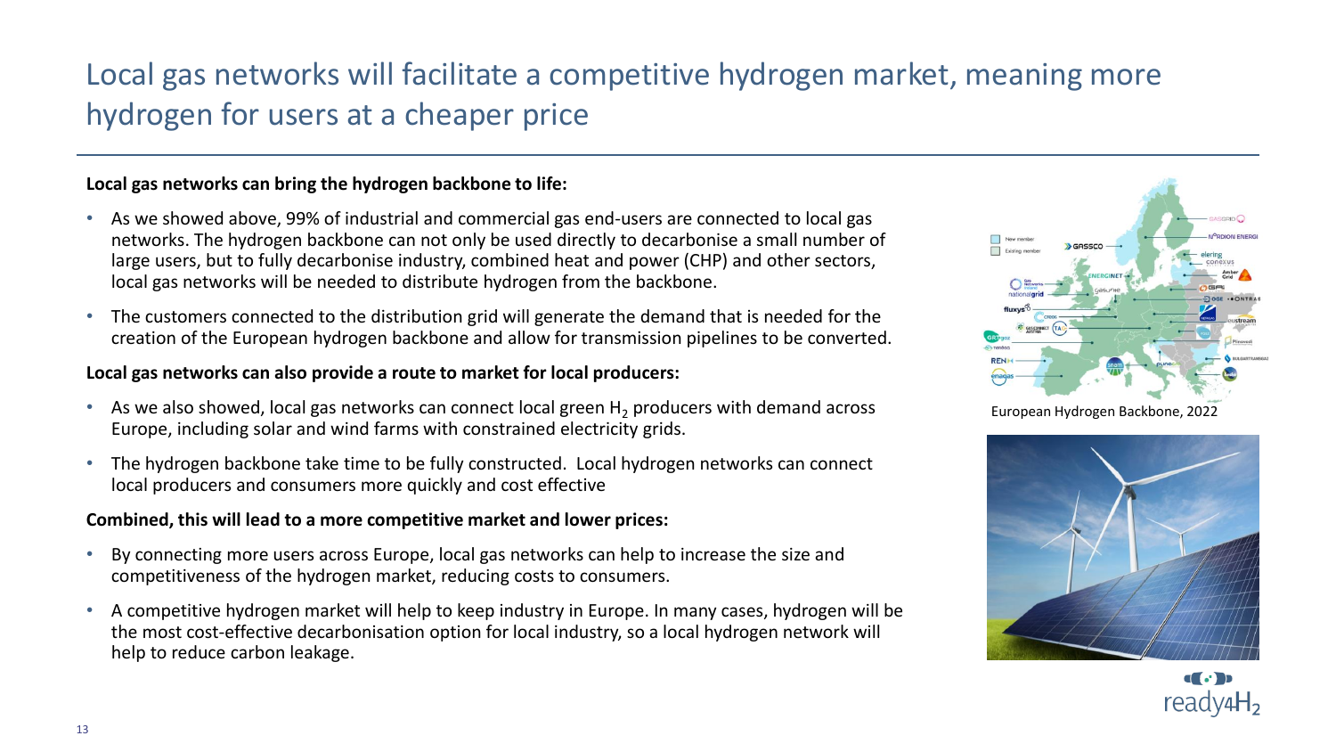# Local gas networks will facilitate a competitive hydrogen market, meaning more hydrogen for users at a cheaper price

**Local gas networks can bring the hydrogen backbone to life:**

- As we showed above, 99% of industrial and commercial gas end-users are connected to local gas networks. The hydrogen backbone can not only be used directly to decarbonise a small number of large users, but to fully decarbonise industry, combined heat and power (CHP) and other sectors, local gas networks will be needed to distribute hydrogen from the backbone.
- The customers connected to the distribution grid will generate the demand that is needed for the creation of the European hydrogen backbone and allow for transmission pipelines to be converted.

**Local gas networks can also provide a route to market for local producers:**

- As we also showed, local gas networks can connect local green $H_2$ producers with demand across Europe, including solar and wind farms with constrained electricity grids.
- The hydrogen backbone take time to be fully constructed. Local hydrogen networks can connect local producers and consumers more quickly and cost effective

**Combined, this will lead to a more competitive market and lower prices:**

- By connecting more users across Europe, local gas networks can help to increase the size and competitiveness of the hydrogen market, reducing costs to consumers.
- A competitive hydrogen market will help to keep industry in Europe. In many cases, hydrogen will be the most cost-effective decarbonisation option for local industry, so a local hydrogen network will help to reduce carbon leakage.

European Hydrogen Backbone, 2022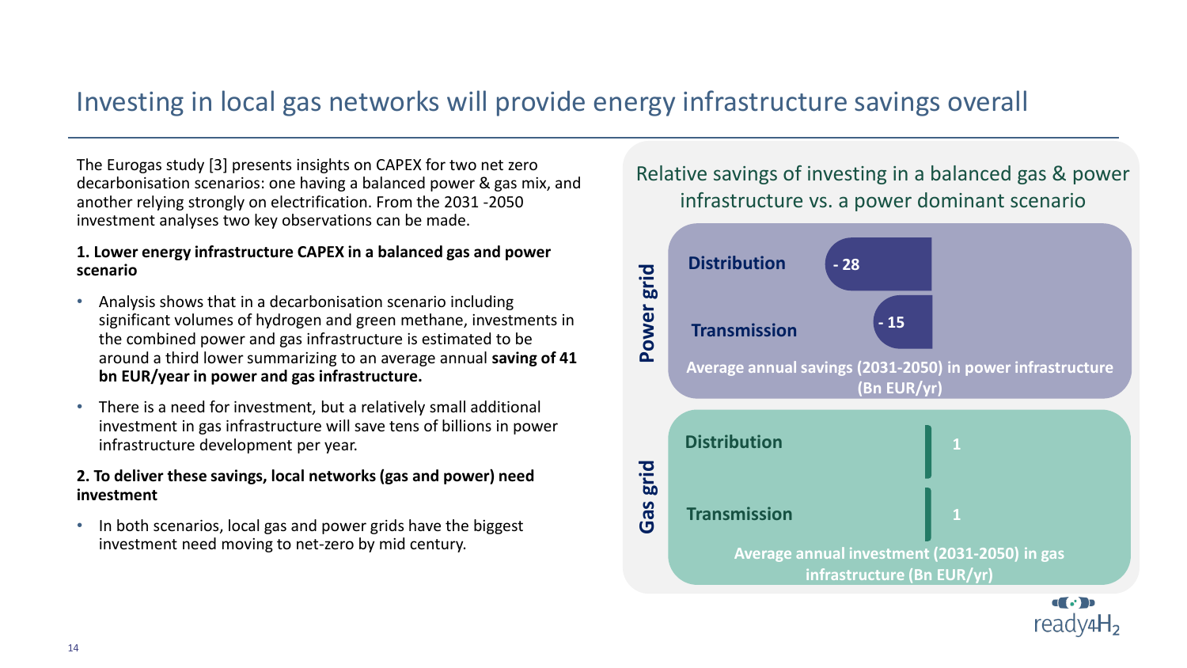# Investing in local gas networks will provide energy infrastructure savings overall

The Eurogas study [3] presents insights on CAPEX for two net zero decarbonisation scenarios: one having a balanced power & gas mix, and another relying strongly on electrification. From the 2031 -2050 investment analyses two key observations can be made.

**1. Lower energy infrastructure CAPEX in a balanced gas and power scenario**

- Analysis shows that in a decarbonisation scenario including significant volumes of hydrogen and green methane, investments in the combined power and gas infrastructure is estimated to be around a third lower summarizing to an average annual **saving of 41 bn EUR/year in power and gas infrastructure.**
- There is a need for investment, but a relatively small additional investment in gas infrastructure will save tens of billions in power infrastructure development per year.

**2. To deliver these savings, local networks (gas and power) need investment**

- In both scenarios, local gas and power grids have the biggest investment need moving to net-zero by mid century.

## Relative savings of investing in a balanced gas & power infrastructure vs. a power dominant scenario

**Power grid**

| | Average annual savings (2031-2050) in power infrastructure (Bn EUR/yr) |
|---|---|
| Distribution | - 28 |
| Transmission | - 15 |

**Gas grid**

| | Average annual investment (2031-2050) in gas infrastructure (Bn EUR/yr) |
|---|---|
| Distribution | 1 |
| Transmission | 1 |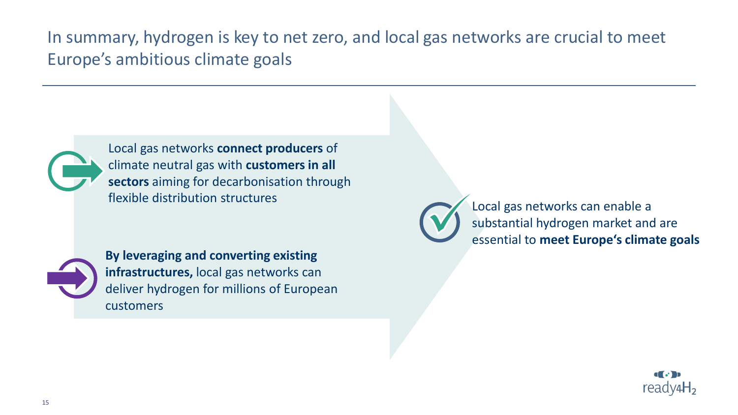# In summary, hydrogen is key to net zero, and local gas networks are crucial to meet Europe’s ambitious climate goals

- Local gas networks **connect producers** of climate neutral gas with **customers in all sectors** aiming for decarbonisation through flexible distribution structures

- **By leveraging and converting existing infrastructures,** local gas networks can deliver hydrogen for millions of European customers

Local gas networks can enable a substantial hydrogen market and are essential to **meet Europe‘s climate goals**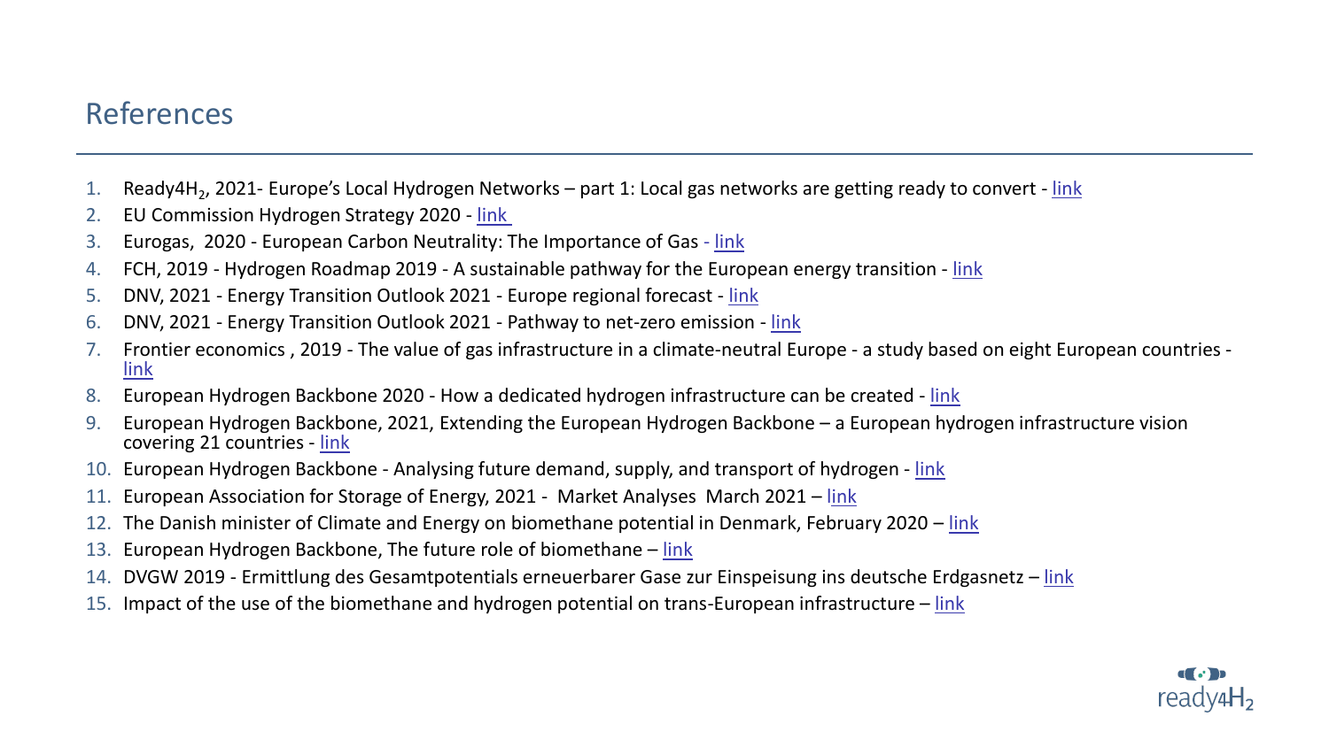# References

1. Ready4H$_2$, 2021- Europe's Local Hydrogen Networks – part 1: Local gas networks are getting ready to convert - link
2. EU Commission Hydrogen Strategy 2020 - link
3. Eurogas, 2020 - European Carbon Neutrality: The Importance of Gas - link
4. FCH, 2019 - Hydrogen Roadmap 2019 - A sustainable pathway for the European energy transition - link
5. DNV, 2021 - Energy Transition Outlook 2021 - Europe regional forecast - link
6. DNV, 2021 - Energy Transition Outlook 2021 - Pathway to net-zero emission - link
7. Frontier economics , 2019 - The value of gas infrastructure in a climate-neutral Europe - a study based on eight European countries - link
8. European Hydrogen Backbone 2020 - How a dedicated hydrogen infrastructure can be created - link
9. European Hydrogen Backbone, 2021, Extending the European Hydrogen Backbone – a European hydrogen infrastructure vision covering 21 countries - link
10. European Hydrogen Backbone - Analysing future demand, supply, and transport of hydrogen - link
11. European Association for Storage of Energy, 2021 - Market Analyses March 2021 – link
12. The Danish minister of Climate and Energy on biomethane potential in Denmark, February 2020 – link
13. European Hydrogen Backbone, The future role of biomethane – link
14. DVGW 2019 - Ermittlung des Gesamtpotentials erneuerbarer Gase zur Einspeisung ins deutsche Erdgasnetz – link
15. Impact of the use of the biomethane and hydrogen potential on trans-European infrastructure – link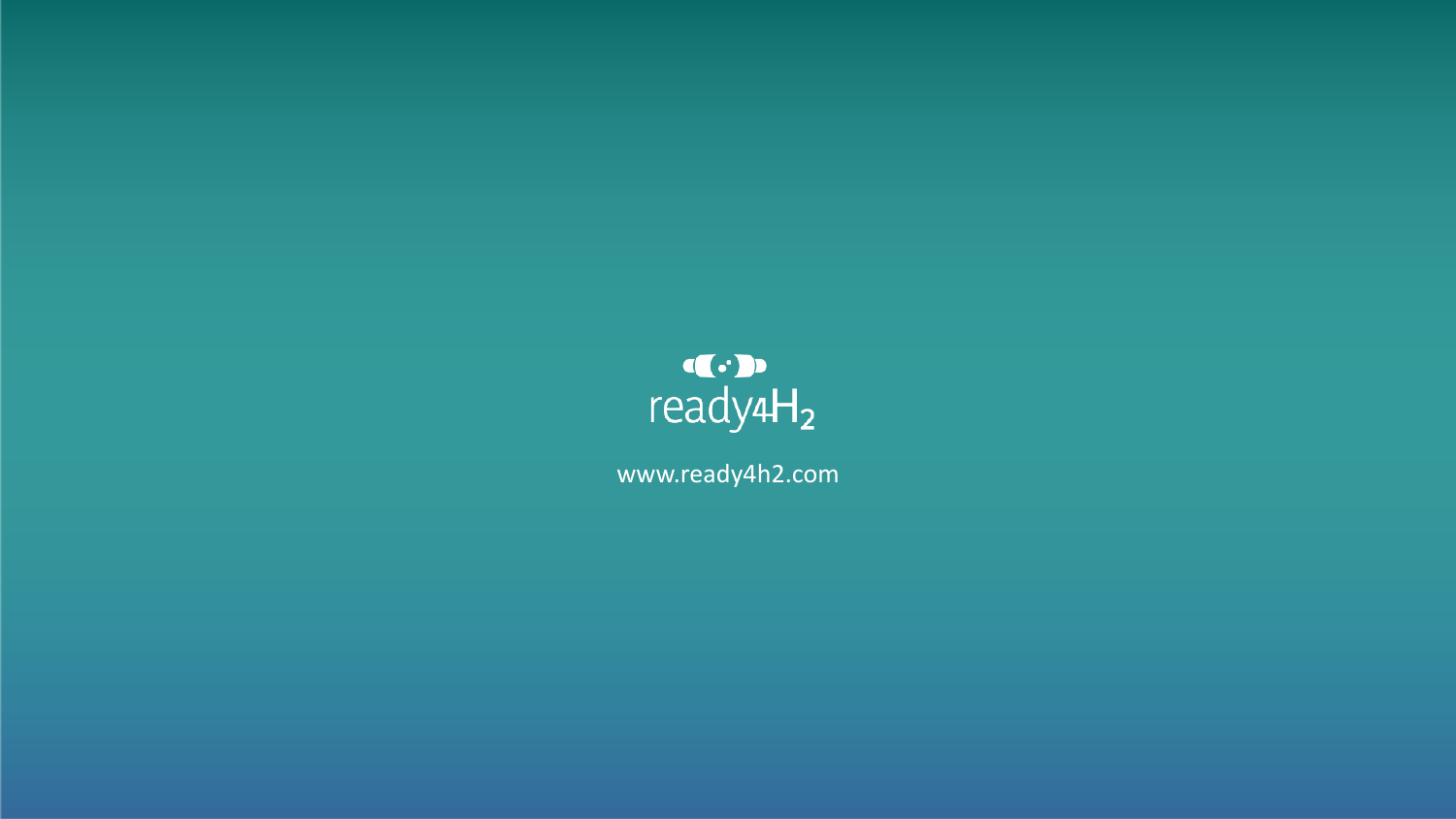ready4$H_2$

www.ready4h2.com